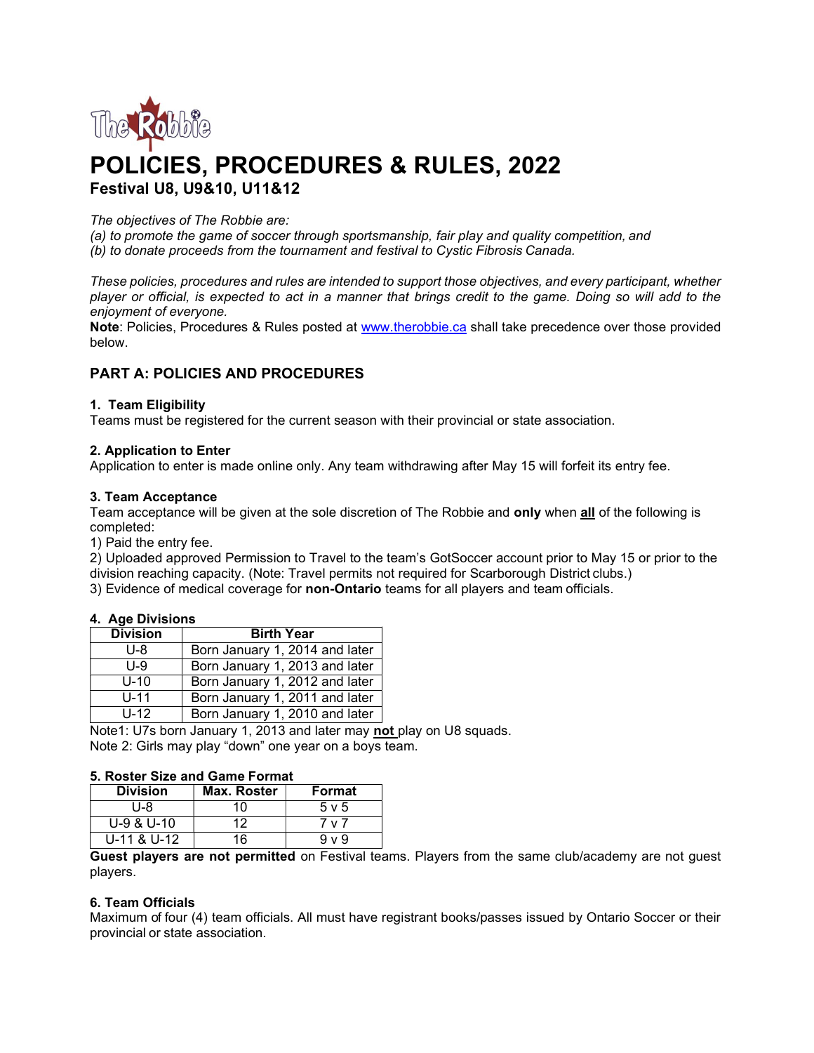# POLICIES, PROCEDURES & RULES, 2022

## Festival U8, U9&10, U11&12

*The objectives of The Robbie are:*
*(a) to promote the game of soccer through sportsmanship, fair play and quality competition, and*
*(b) to donate proceeds from the tournament and festival to Cystic Fibrosis Canada.*

*These policies, procedures and rules are intended to support those objectives, and every participant, whether player or official, is expected to act in a manner that brings credit to the game. Doing so will add to the enjoyment of everyone.*

**Note**: Policies, Procedures & Rules posted at www.therobbie.ca shall take precedence over those provided below.

## PART A: POLICIES AND PROCEDURES

### 1. Team Eligibility

Teams must be registered for the current season with their provincial or state association.

### 2. Application to Enter

Application to enter is made online only. Any team withdrawing after May 15 will forfeit its entry fee.

### 3. Team Acceptance

Team acceptance will be given at the sole discretion of The Robbie and **only** when **all** of the following is completed:

1) Paid the entry fee.
2) Uploaded approved Permission to Travel to the team's GotSoccer account prior to May 15 or prior to the division reaching capacity. (Note: Travel permits not required for Scarborough District clubs.)
3) Evidence of medical coverage for **non-Ontario** teams for all players and team officials.

### 4. Age Divisions

| Division | Birth Year |
|---|---|
| U-8 | Born January 1, 2014 and later |
| U-9 | Born January 1, 2013 and later |
| U-10 | Born January 1, 2012 and later |
| U-11 | Born January 1, 2011 and later |
| U-12 | Born January 1, 2010 and later |

Note1: U7s born January 1, 2013 and later may **not** play on U8 squads.
Note 2: Girls may play "down" one year on a boys team.

### 5. Roster Size and Game Format

| Division | Max. Roster | Format |
|---|---|---|
| U-8 | 10 | 5 v 5 |
| U-9 & U-10 | 12 | 7 v 7 |
| U-11 & U-12 | 16 | 9 v 9 |

**Guest players are not permitted** on Festival teams. Players from the same club/academy are not guest players.

### 6. Team Officials

Maximum of four (4) team officials. All must have registrant books/passes issued by Ontario Soccer or their provincial or state association.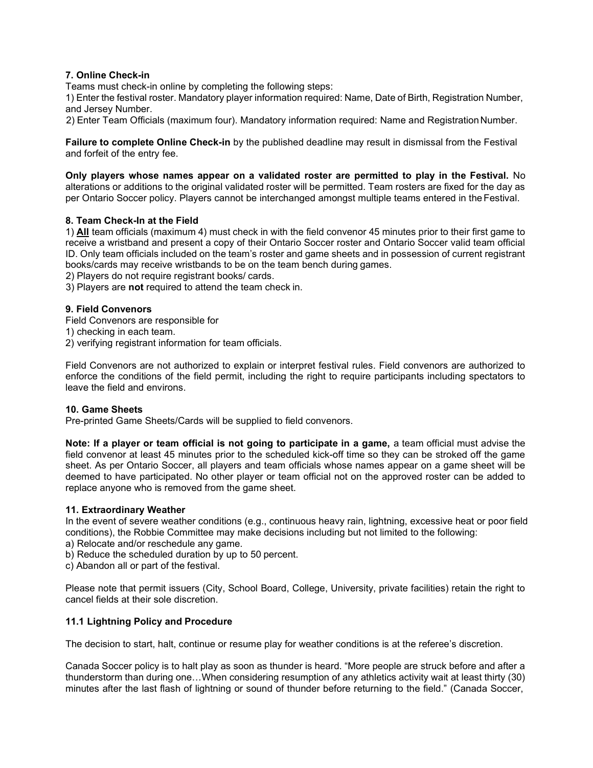### 7. Online Check-in

Teams must check-in online by completing the following steps:

1) Enter the festival roster. Mandatory player information required: Name, Date of Birth, Registration Number, and Jersey Number.
2) Enter Team Officials (maximum four). Mandatory information required: Name and Registration Number.

**Failure to complete Online Check-in** by the published deadline may result in dismissal from the Festival and forfeit of the entry fee.

**Only players whose names appear on a validated roster are permitted to play in the Festival.** No alterations or additions to the original validated roster will be permitted. Team rosters are fixed for the day as per Ontario Soccer policy. Players cannot be interchanged amongst multiple teams entered in the Festival.

### 8. Team Check-In at the Field

1) <u>**All**</u> team officials (maximum 4) must check in with the field convenor 45 minutes prior to their first game to receive a wristband and present a copy of their Ontario Soccer roster and Ontario Soccer valid team official ID. Only team officials included on the team's roster and game sheets and in possession of current registrant books/cards may receive wristbands to be on the team bench during games.
2) Players do not require registrant books/ cards.
3) Players are **not** required to attend the team check in.

### 9. Field Convenors

Field Convenors are responsible for

1) checking in each team.
2) verifying registrant information for team officials.

Field Convenors are not authorized to explain or interpret festival rules. Field convenors are authorized to enforce the conditions of the field permit, including the right to require participants including spectators to leave the field and environs.

### 10. Game Sheets

Pre-printed Game Sheets/Cards will be supplied to field convenors.

**Note: If a player or team official is not going to participate in a game,** a team official must advise the field convenor at least 45 minutes prior to the scheduled kick-off time so they can be stroked off the game sheet. As per Ontario Soccer, all players and team officials whose names appear on a game sheet will be deemed to have participated. No other player or team official not on the approved roster can be added to replace anyone who is removed from the game sheet.

### 11. Extraordinary Weather

In the event of severe weather conditions (e.g., continuous heavy rain, lightning, excessive heat or poor field conditions), the Robbie Committee may make decisions including but not limited to the following:

a) Relocate and/or reschedule any game.
b) Reduce the scheduled duration by up to 50 percent.
c) Abandon all or part of the festival.

Please note that permit issuers (City, School Board, College, University, private facilities) retain the right to cancel fields at their sole discretion.

### 11.1 Lightning Policy and Procedure

The decision to start, halt, continue or resume play for weather conditions is at the referee's discretion.

Canada Soccer policy is to halt play as soon as thunder is heard. "More people are struck before and after a thunderstorm than during one…When considering resumption of any athletics activity wait at least thirty (30) minutes after the last flash of lightning or sound of thunder before returning to the field." (Canada Soccer,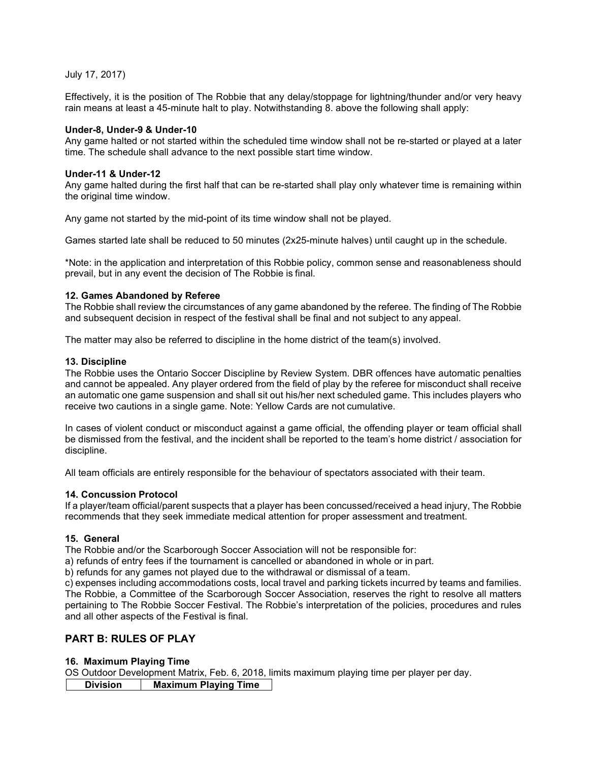July 17, 2017)

Effectively, it is the position of The Robbie that any delay/stoppage for lightning/thunder and/or very heavy rain means at least a 45-minute halt to play. Notwithstanding 8. above the following shall apply:

**Under-8, Under-9 & Under-10**
Any game halted or not started within the scheduled time window shall not be re-started or played at a later time. The schedule shall advance to the next possible start time window.

**Under-11 & Under-12**
Any game halted during the first half that can be re-started shall play only whatever time is remaining within the original time window.

Any game not started by the mid-point of its time window shall not be played.

Games started late shall be reduced to 50 minutes (2x25-minute halves) until caught up in the schedule.

*Note: in the application and interpretation of this Robbie policy, common sense and reasonableness should prevail, but in any event the decision of The Robbie is final.

**12. Games Abandoned by Referee**
The Robbie shall review the circumstances of any game abandoned by the referee. The finding of The Robbie and subsequent decision in respect of the festival shall be final and not subject to any appeal.

The matter may also be referred to discipline in the home district of the team(s) involved.

**13. Discipline**
The Robbie uses the Ontario Soccer Discipline by Review System. DBR offences have automatic penalties and cannot be appealed. Any player ordered from the field of play by the referee for misconduct shall receive an automatic one game suspension and shall sit out his/her next scheduled game. This includes players who receive two cautions in a single game. Note: Yellow Cards are not cumulative.

In cases of violent conduct or misconduct against a game official, the offending player or team official shall be dismissed from the festival, and the incident shall be reported to the team's home district / association for discipline.

All team officials are entirely responsible for the behaviour of spectators associated with their team.

**14. Concussion Protocol**
If a player/team official/parent suspects that a player has been concussed/received a head injury, The Robbie recommends that they seek immediate medical attention for proper assessment and treatment.

**15. General**
The Robbie and/or the Scarborough Soccer Association will not be responsible for:
a) refunds of entry fees if the tournament is cancelled or abandoned in whole or in part.
b) refunds for any games not played due to the withdrawal or dismissal of a team.
c) expenses including accommodations costs, local travel and parking tickets incurred by teams and families.
The Robbie, a Committee of the Scarborough Soccer Association, reserves the right to resolve all matters pertaining to The Robbie Soccer Festival. The Robbie's interpretation of the policies, procedures and rules and all other aspects of the Festival is final.

## PART B: RULES OF PLAY

**16. Maximum Playing Time**
OS Outdoor Development Matrix, Feb. 6, 2018, limits maximum playing time per player per day.

| Division | Maximum Playing Time |
|---|---|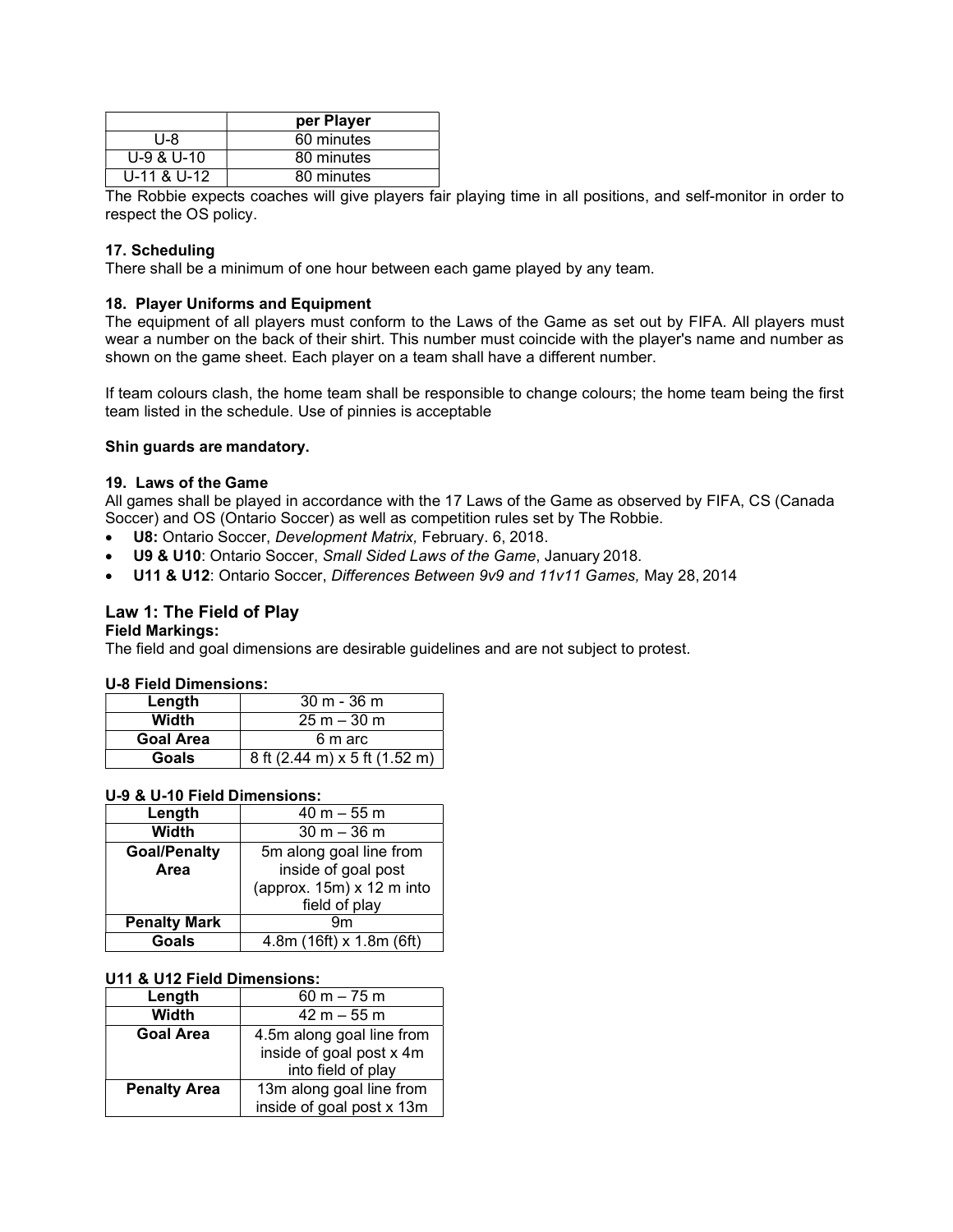| | per Player |
|---|---|
| U-8 | 60 minutes |
| U-9 & U-10 | 80 minutes |
| U-11 & U-12 | 80 minutes |

The Robbie expects coaches will give players fair playing time in all positions, and self-monitor in order to respect the OS policy.

### 17. Scheduling

There shall be a minimum of one hour between each game played by any team.

### 18. Player Uniforms and Equipment

The equipment of all players must conform to the Laws of the Game as set out by FIFA. All players must wear a number on the back of their shirt. This number must coincide with the player's name and number as shown on the game sheet. Each player on a team shall have a different number.

If team colours clash, the home team shall be responsible to change colours; the home team being the first team listed in the schedule. Use of pinnies is acceptable

**Shin guards are mandatory.**

### 19. Laws of the Game

All games shall be played in accordance with the 17 Laws of the Game as observed by FIFA, CS (Canada Soccer) and OS (Ontario Soccer) as well as competition rules set by The Robbie.

- **U8:** Ontario Soccer, *Development Matrix,* February. 6, 2018.
- **U9 & U10**: Ontario Soccer, *Small Sided Laws of the Game*, January 2018.
- **U11 & U12**: Ontario Soccer, *Differences Between 9v9 and 11v11 Games,* May 28, 2014

## Law 1: The Field of Play

**Field Markings:**

The field and goal dimensions are desirable guidelines and are not subject to protest.

**U-8 Field Dimensions:**

| Length | 30 m - 36 m |
|---|---|
| **Width** | 25 m – 30 m |
| **Goal Area** | 6 m arc |
| **Goals** | 8 ft (2.44 m) x 5 ft (1.52 m) |

**U-9 & U-10 Field Dimensions:**

| Length | 40 m – 55 m |
|---|---|
| **Width** | 30 m – 36 m |
| **Goal/Penalty Area** | 5m along goal line from inside of goal post (approx. 15m) x 12 m into field of play |
| **Penalty Mark** | 9m |
| **Goals** | 4.8m (16ft) x 1.8m (6ft) |

**U11 & U12 Field Dimensions:**

| Length | 60 m – 75 m |
|---|---|
| **Width** | 42 m – 55 m |
| **Goal Area** | 4.5m along goal line from inside of goal post x 4m into field of play |
| **Penalty Area** | 13m along goal line from inside of goal post x 13m |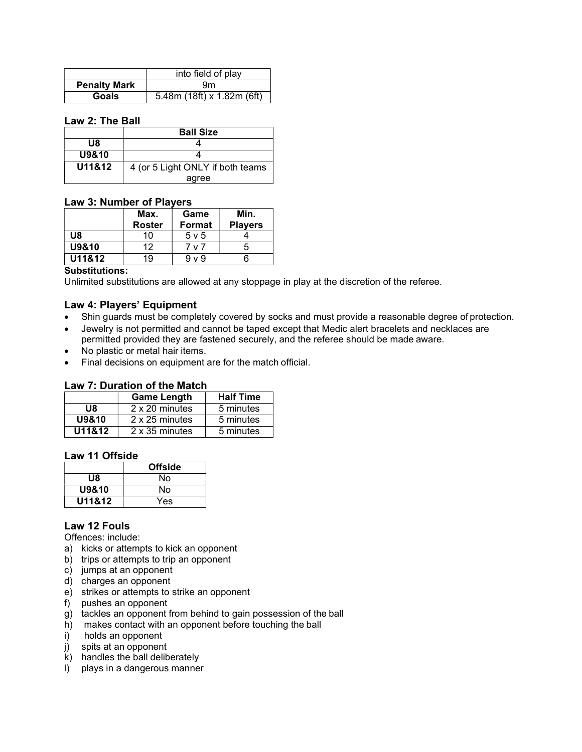| | into field of play |
|---|---|
| **Penalty Mark** | 9m |
| **Goals** | 5.48m (18ft) x 1.82m (6ft) |

### Law 2: The Ball

| | Ball Size |
|---|---|
| **U8** | 4 |
| **U9&10** | 4 |
| **U11&12** | 4 (or 5 Light ONLY if both teams agree |

### Law 3: Number of Players

| | Max. Roster | Game Format | Min. Players |
|---|---|---|---|
| **U8** | 10 | 5 v 5 | 4 |
| **U9&10** | 12 | 7 v 7 | 5 |
| **U11&12** | 19 | 9 v 9 | 6 |

**Substitutions:**

Unlimited substitutions are allowed at any stoppage in play at the discretion of the referee.

### Law 4: Players' Equipment

- Shin guards must be completely covered by socks and must provide a reasonable degree of protection.
- Jewelry is not permitted and cannot be taped except that Medic alert bracelets and necklaces are permitted provided they are fastened securely, and the referee should be made aware.
- No plastic or metal hair items.
- Final decisions on equipment are for the match official.

### Law 7: Duration of the Match

| | Game Length | Half Time |
|---|---|---|
| **U8** | 2 x 20 minutes | 5 minutes |
| **U9&10** | 2 x 25 minutes | 5 minutes |
| **U11&12** | 2 x 35 minutes | 5 minutes |

### Law 11 Offside

| | Offside |
|---|---|
| **U8** | No |
| **U9&10** | No |
| **U11&12** | Yes |

### Law 12 Fouls

Offences: include:

a) kicks or attempts to kick an opponent
b) trips or attempts to trip an opponent
c) jumps at an opponent
d) charges an opponent
e) strikes or attempts to strike an opponent
f) pushes an opponent
g) tackles an opponent from behind to gain possession of the ball
h) makes contact with an opponent before touching the ball
i) holds an opponent
j) spits at an opponent
k) handles the ball deliberately
l) plays in a dangerous manner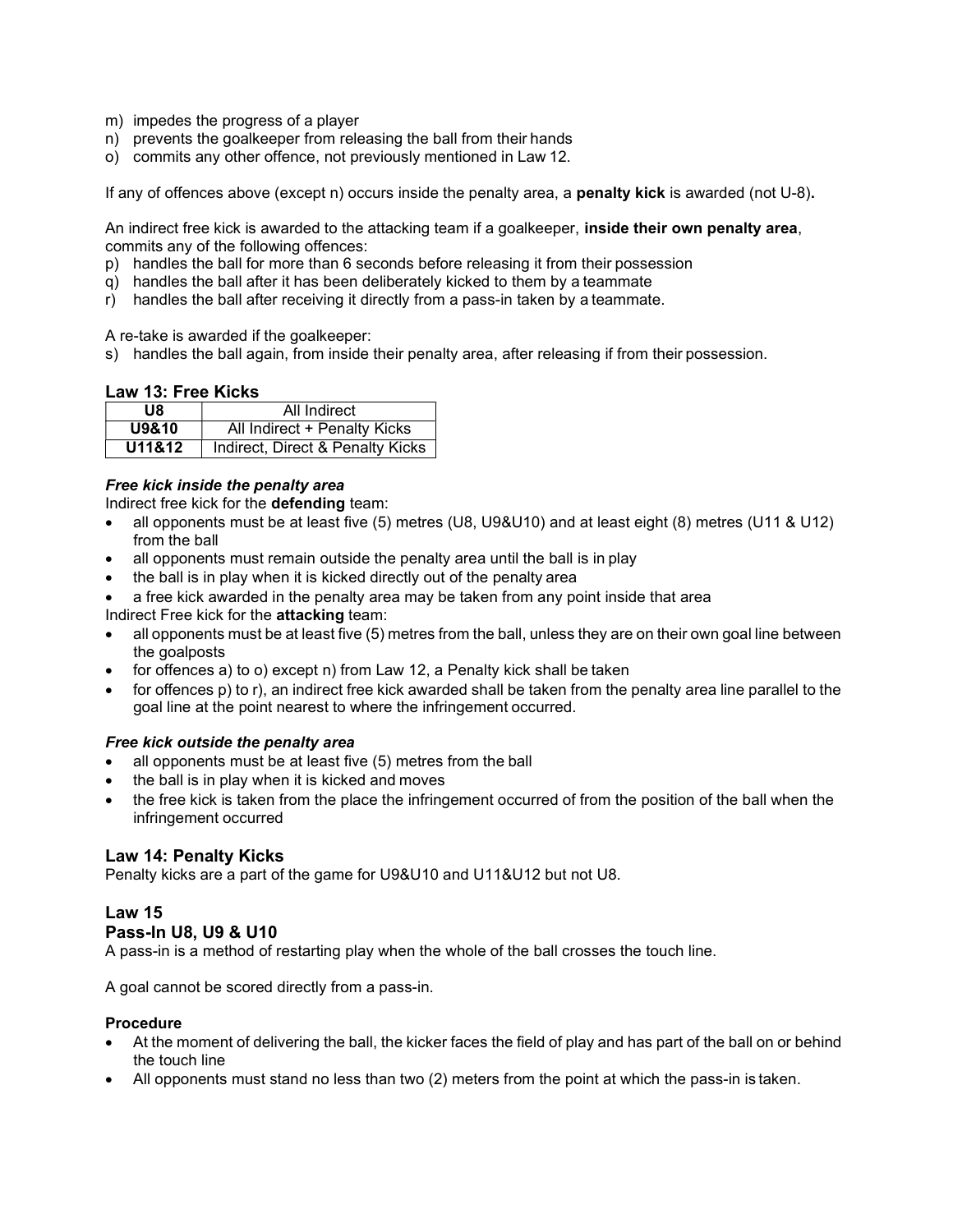m) impedes the progress of a player
n) prevents the goalkeeper from releasing the ball from their hands
o) commits any other offence, not previously mentioned in Law 12.

If any of offences above (except n) occurs inside the penalty area, a **penalty kick** is awarded (not U-8)**.**

An indirect free kick is awarded to the attacking team if a goalkeeper, **inside their own penalty area**, commits any of the following offences:
p) handles the ball for more than 6 seconds before releasing it from their possession
q) handles the ball after it has been deliberately kicked to them by a teammate
r) handles the ball after receiving it directly from a pass-in taken by a teammate.

A re-take is awarded if the goalkeeper:
s) handles the ball again, from inside their penalty area, after releasing if from their possession.

## Law 13: Free Kicks

| **U8** | All Indirect |
|---|---|
| **U9&10** | All Indirect + Penalty Kicks |
| **U11&12** | Indirect, Direct & Penalty Kicks |

***Free kick inside the penalty area***

Indirect free kick for the **defending** team:

- all opponents must be at least five (5) metres (U8, U9&U10) and at least eight (8) metres (U11 & U12) from the ball
- all opponents must remain outside the penalty area until the ball is in play
- the ball is in play when it is kicked directly out of the penalty area
- a free kick awarded in the penalty area may be taken from any point inside that area

Indirect Free kick for the **attacking** team:

- all opponents must be at least five (5) metres from the ball, unless they are on their own goal line between the goalposts
- for offences a) to o) except n) from Law 12, a Penalty kick shall be taken
- for offences p) to r), an indirect free kick awarded shall be taken from the penalty area line parallel to the goal line at the point nearest to where the infringement occurred.

***Free kick outside the penalty area***

- all opponents must be at least five (5) metres from the ball
- the ball is in play when it is kicked and moves
- the free kick is taken from the place the infringement occurred of from the position of the ball when the infringement occurred

## Law 14: Penalty Kicks

Penalty kicks are a part of the game for U9&U10 and U11&U12 but not U8.

## Law 15

### Pass-In U8, U9 & U10

A pass-in is a method of restarting play when the whole of the ball crosses the touch line.

A goal cannot be scored directly from a pass-in.

**Procedure**

- At the moment of delivering the ball, the kicker faces the field of play and has part of the ball on or behind the touch line
- All opponents must stand no less than two (2) meters from the point at which the pass-in is taken.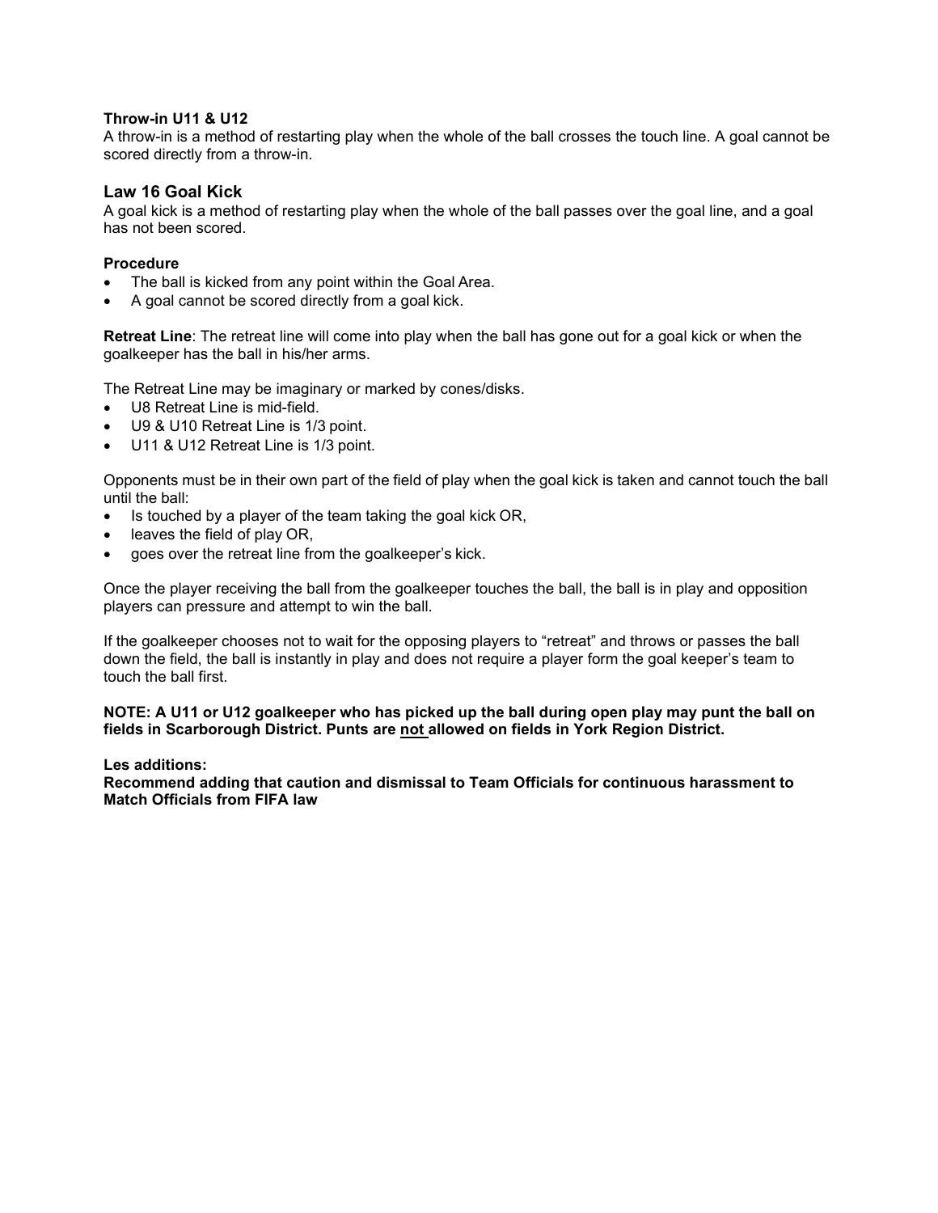**Throw-in U11 & U12**
A throw-in is a method of restarting play when the whole of the ball crosses the touch line. A goal cannot be scored directly from a throw-in.

## Law 16 Goal Kick

A goal kick is a method of restarting play when the whole of the ball passes over the goal line, and a goal has not been scored.

**Procedure**

- The ball is kicked from any point within the Goal Area.
- A goal cannot be scored directly from a goal kick.

**Retreat Line**: The retreat line will come into play when the ball has gone out for a goal kick or when the goalkeeper has the ball in his/her arms.

The Retreat Line may be imaginary or marked by cones/disks.

- U8 Retreat Line is mid-field.
- U9 & U10 Retreat Line is 1/3 point.
- U11 & U12 Retreat Line is 1/3 point.

Opponents must be in their own part of the field of play when the goal kick is taken and cannot touch the ball until the ball:

- Is touched by a player of the team taking the goal kick OR,
- leaves the field of play OR,
- goes over the retreat line from the goalkeeper's kick.

Once the player receiving the ball from the goalkeeper touches the ball, the ball is in play and opposition players can pressure and attempt to win the ball.

If the goalkeeper chooses not to wait for the opposing players to "retreat" and throws or passes the ball down the field, the ball is instantly in play and does not require a player form the goal keeper's team to touch the ball first.

**NOTE: A U11 or U12 goalkeeper who has picked up the ball during open play may punt the ball on fields in Scarborough District. Punts are <u>not</u> allowed on fields in York Region District.**

**Les additions:**
**Recommend adding that caution and dismissal to Team Officials for continuous harassment to Match Officials from FIFA law**